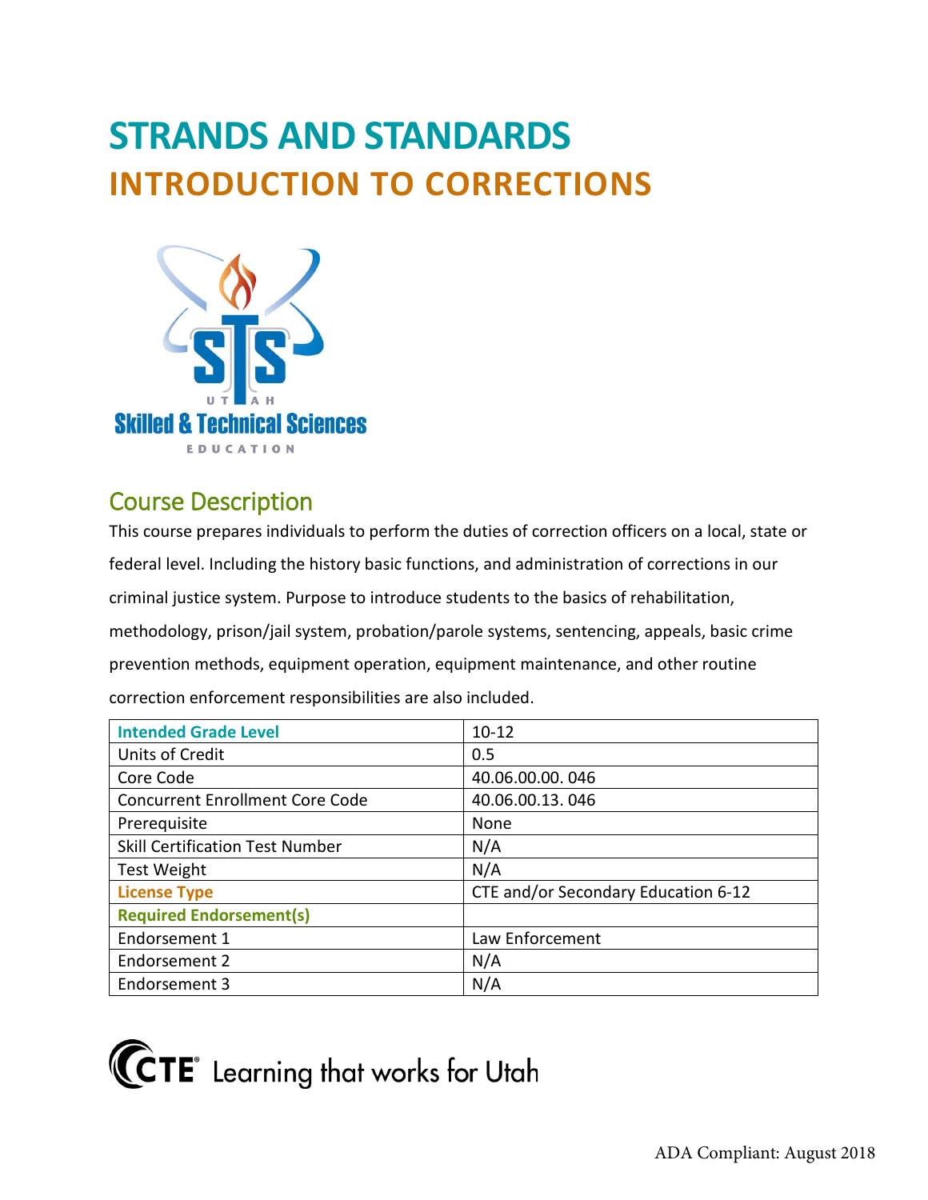# STRANDS AND STANDARDS
## INTRODUCTION TO CORRECTIONS

## Course Description

This course prepares individuals to perform the duties of correction officers on a local, state or federal level. Including the history basic functions, and administration of corrections in our criminal justice system. Purpose to introduce students to the basics of rehabilitation, methodology, prison/jail system, probation/parole systems, sentencing, appeals, basic crime prevention methods, equipment operation, equipment maintenance, and other routine correction enforcement responsibilities are also included.

| Intended Grade Level | 10-12 |
|---|---|
| Units of Credit | 0.5 |
| Core Code | 40.06.00.00. 046 |
| Concurrent Enrollment Core Code | 40.06.00.13. 046 |
| Prerequisite | None |
| Skill Certification Test Number | N/A |
| Test Weight | N/A |
| License Type | CTE and/or Secondary Education 6-12 |
| Required Endorsement(s) | |
| Endorsement 1 | Law Enforcement |
| Endorsement 2 | N/A |
| Endorsement 3 | N/A |

CTE Learning that works for Utah

ADA Compliant: August 2018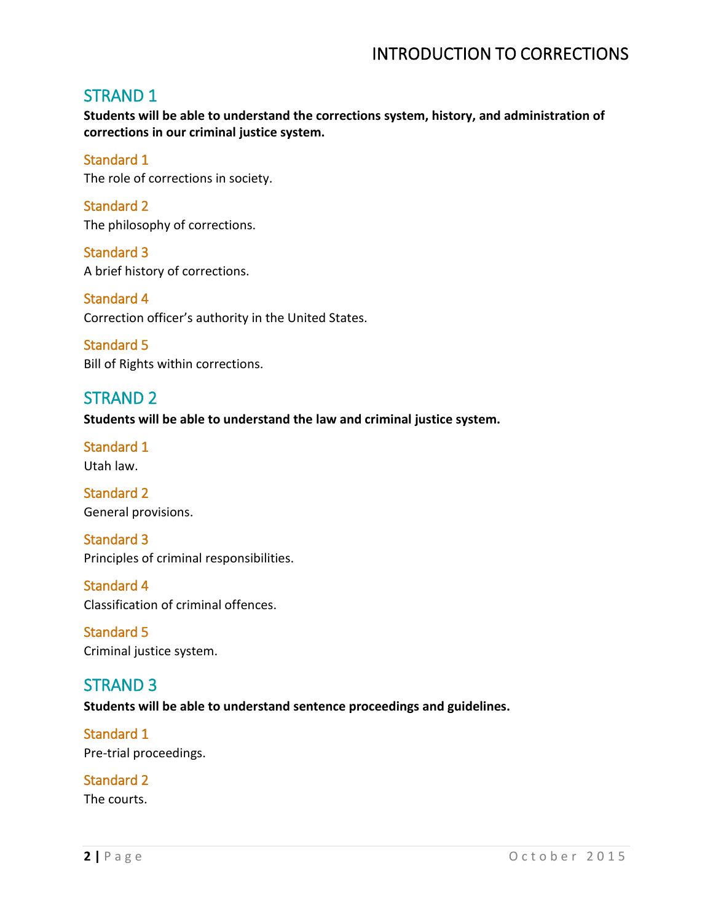## STRAND 1

**Students will be able to understand the corrections system, history, and administration of corrections in our criminal justice system.**

### Standard 1

The role of corrections in society.

### Standard 2

The philosophy of corrections.

### Standard 3

A brief history of corrections.

### Standard 4

Correction officer's authority in the United States.

### Standard 5

Bill of Rights within corrections.

## STRAND 2

**Students will be able to understand the law and criminal justice system.**

### Standard 1

Utah law.

### Standard 2

General provisions.

### Standard 3

Principles of criminal responsibilities.

### Standard 4

Classification of criminal offences.

### Standard 5

Criminal justice system.

## STRAND 3

**Students will be able to understand sentence proceedings and guidelines.**

### Standard 1

Pre-trial proceedings.

### Standard 2

The courts.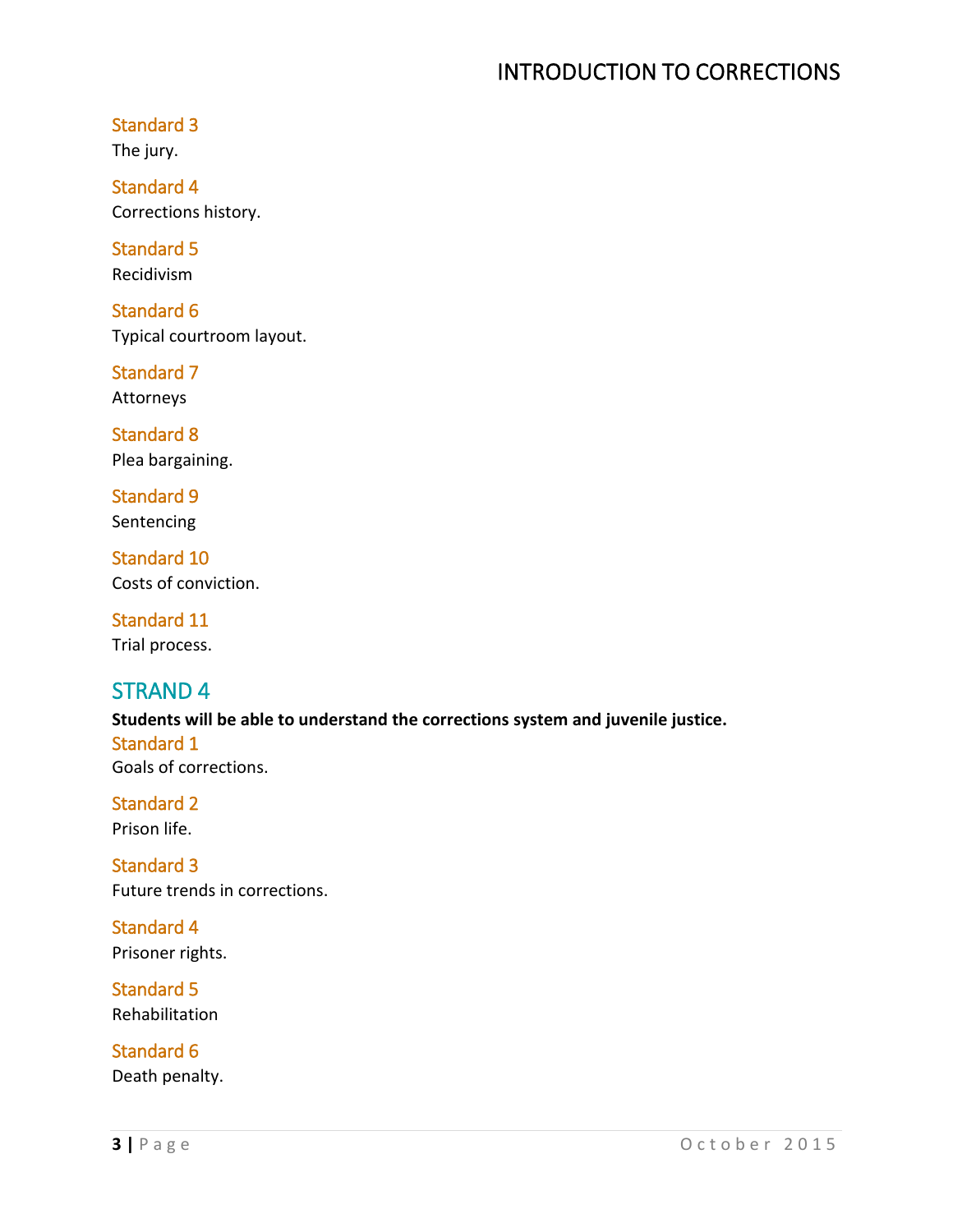### Standard 3
The jury.

### Standard 4
Corrections history.

### Standard 5
Recidivism

### Standard 6
Typical courtroom layout.

### Standard 7
Attorneys

### Standard 8
Plea bargaining.

### Standard 9
Sentencing

### Standard 10
Costs of conviction.

### Standard 11
Trial process.

## STRAND 4
**Students will be able to understand the corrections system and juvenile justice.**

### Standard 1
Goals of corrections.

### Standard 2
Prison life.

### Standard 3
Future trends in corrections.

### Standard 4
Prisoner rights.

### Standard 5
Rehabilitation

### Standard 6
Death penalty.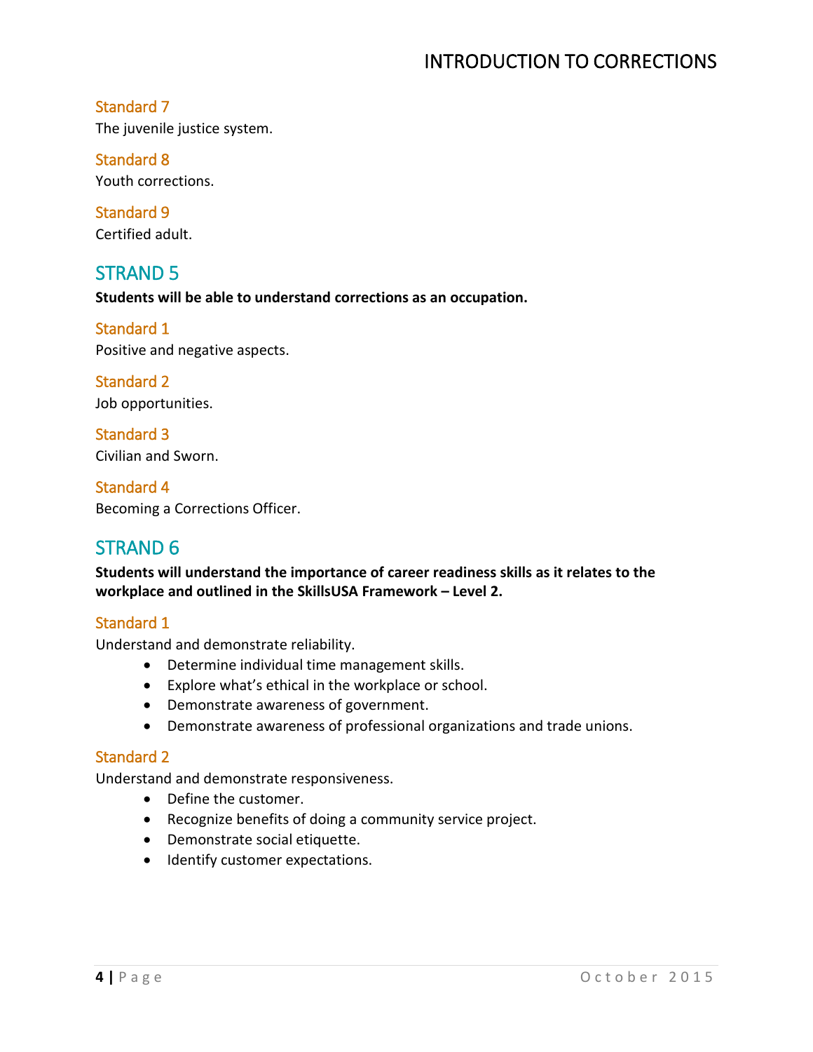### Standard 7

The juvenile justice system.

### Standard 8

Youth corrections.

### Standard 9

Certified adult.

## STRAND 5

**Students will be able to understand corrections as an occupation.**

### Standard 1

Positive and negative aspects.

### Standard 2

Job opportunities.

### Standard 3

Civilian and Sworn.

### Standard 4

Becoming a Corrections Officer.

## STRAND 6

**Students will understand the importance of career readiness skills as it relates to the workplace and outlined in the SkillsUSA Framework – Level 2.**

### Standard 1

Understand and demonstrate reliability.

- Determine individual time management skills.
- Explore what's ethical in the workplace or school.
- Demonstrate awareness of government.
- Demonstrate awareness of professional organizations and trade unions.

### Standard 2

Understand and demonstrate responsiveness.

- Define the customer.
- Recognize benefits of doing a community service project.
- Demonstrate social etiquette.
- Identify customer expectations.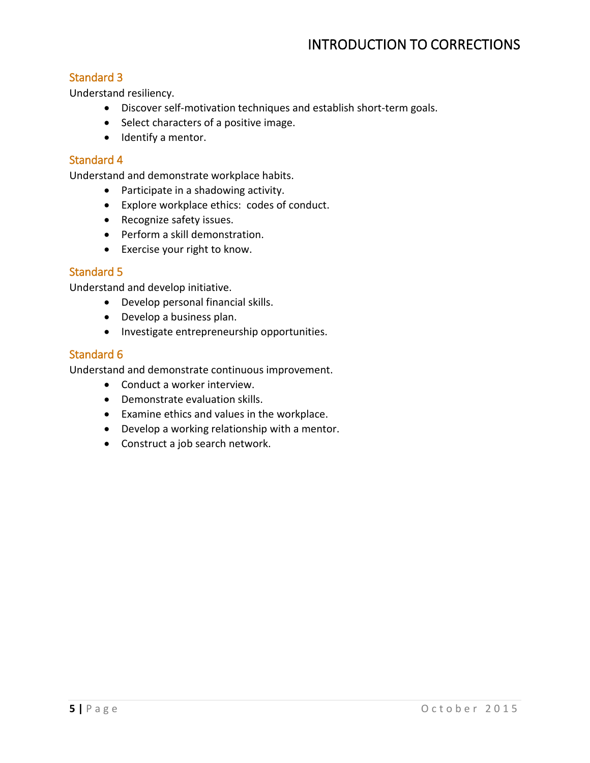## Standard 3

Understand resiliency.

- Discover self-motivation techniques and establish short-term goals.
- Select characters of a positive image.
- Identify a mentor.

## Standard 4

Understand and demonstrate workplace habits.

- Participate in a shadowing activity.
- Explore workplace ethics: codes of conduct.
- Recognize safety issues.
- Perform a skill demonstration.
- Exercise your right to know.

## Standard 5

Understand and develop initiative.

- Develop personal financial skills.
- Develop a business plan.
- Investigate entrepreneurship opportunities.

## Standard 6

Understand and demonstrate continuous improvement.

- Conduct a worker interview.
- Demonstrate evaluation skills.
- Examine ethics and values in the workplace.
- Develop a working relationship with a mentor.
- Construct a job search network.